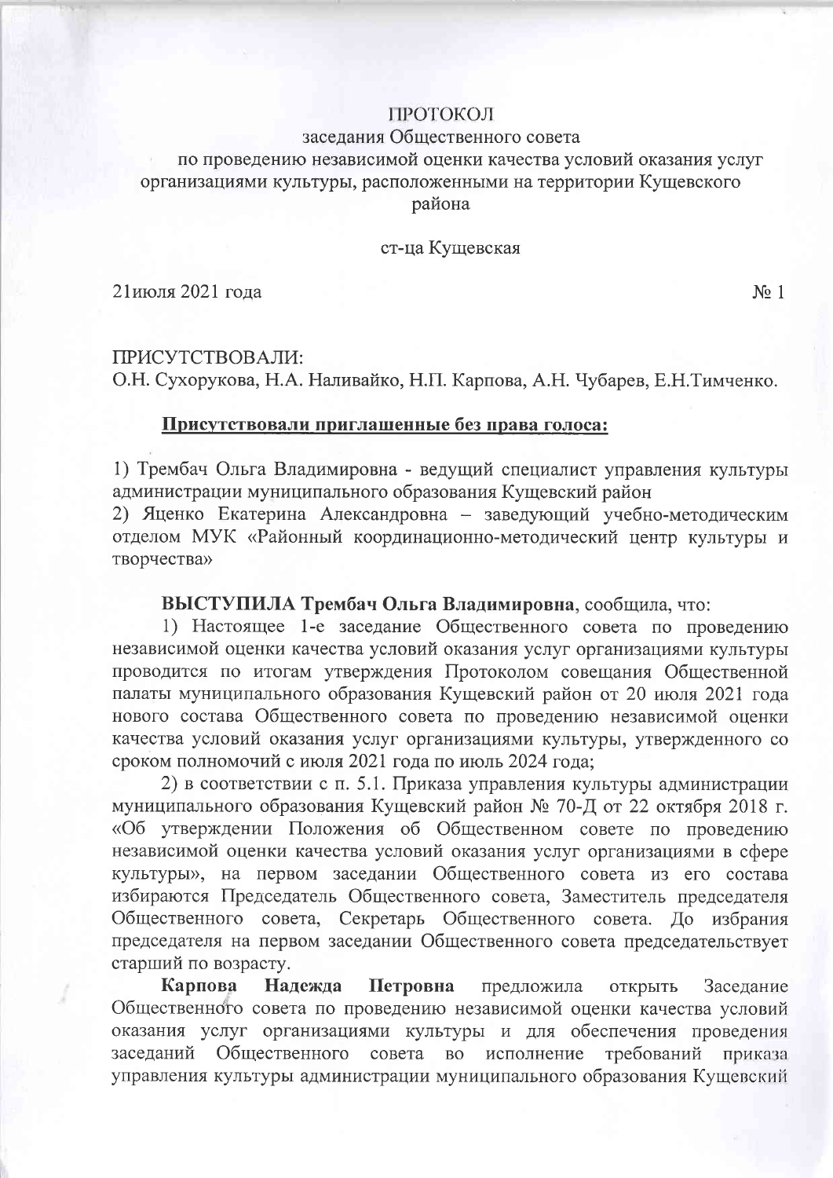# ПРОТОКОЛ

## заседания Общественного совета по проведению независимой оценки качества условий оказания услуг организациями культуры, расположенными на территории Кущевского района

ст-ца Кущевская

21июля 2021 года № 1

ПРИСУТСТВОВАЛИ:
О.Н. Сухорукова, Н.А. Наливайко, Н.П. Карпова, А.Н. Чубарев, Е.Н.Тимченко.

**Присутствовали приглашенные без права голоса:**

1) Трембач Ольга Владимировна - ведущий специалист управления культуры администрации муниципального образования Кущевский район
2) Яценко Екатерина Александровна – заведующий учебно-методическим отделом МУК «Районный координационно-методический центр культуры и творчества»

**ВЫСТУПИЛА Трембач Ольга Владимировна**, сообщила, что:

1) Настоящее 1-е заседание Общественного совета по проведению независимой оценки качества условий оказания услуг организациями культуры проводится по итогам утверждения Протоколом совещания Общественной палаты муниципального образования Кущевский район от 20 июля 2021 года нового состава Общественного совета по проведению независимой оценки качества условий оказания услуг организациями культуры, утвержденного со сроком полномочий с июля 2021 года по июль 2024 года;

2) в соответствии с п. 5.1. Приказа управления культуры администрации муниципального образования Кущевский район № 70-Д от 22 октября 2018 г. «Об утверждении Положения об Общественном совете по проведению независимой оценки качества условий оказания услуг организациями в сфере культуры», на первом заседании Общественного совета из его состава избираются Председатель Общественного совета, Заместитель председателя Общественного совета, Секретарь Общественного совета. До избрания председателя на первом заседании Общественного совета председательствует старший по возрасту.

**Карпова Надежда Петровна** предложила открыть Заседание Общественного совета по проведению независимой оценки качества условий оказания услуг организациями культуры и для обеспечения проведения заседаний Общественного совета во исполнение требований приказа управления культуры администрации муниципального образования Кущевский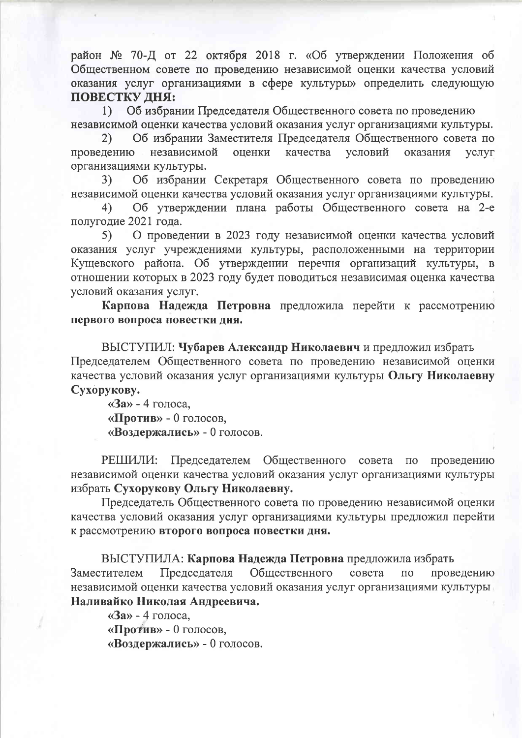район № 70-Д от 22 октября 2018 г. «Об утверждении Положения об Общественном совете по проведению независимой оценки качества условий оказания услуг организациями в сфере культуры» определить следующую **ПОВЕСТКУ ДНЯ:**

1) Об избрании Председателя Общественного совета по проведению независимой оценки качества условий оказания услуг организациями культуры.

2) Об избрании Заместителя Председателя Общественного совета по проведению независимой оценки качества условий оказания услуг организациями культуры.

3) Об избрании Секретаря Общественного совета по проведению независимой оценки качества условий оказания услуг организациями культуры.

4) Об утверждении плана работы Общественного совета на 2-е полугодие 2021 года.

5) О проведении в 2023 году независимой оценки качества условий оказания услуг учреждениями культуры, расположенными на территории Кущевского района. Об утверждении перечня организаций культуры, в отношении которых в 2023 году будет поводиться независимая оценка качества условий оказания услуг.

**Карпова Надежда Петровна** предложила перейти к рассмотрению **первого вопроса повестки дня.**

ВЫСТУПИЛ: **Чубарев Александр Николаевич** и предложил избрать Председателем Общественного совета по проведению независимой оценки качества условий оказания услуг организациями культуры **Ольгу Николаевну Сухорукову.**

**«За»** - 4 голоса,
**«Против»** - 0 голосов,
**«Воздержались»** - 0 голосов.

РЕШИЛИ: Председателем Общественного совета по проведению независимой оценки качества условий оказания услуг организациями культуры избрать **Сухорукову Ольгу Николаевну.**

Председатель Общественного совета по проведению независимой оценки качества условий оказания услуг организациями культуры предложил перейти к рассмотрению **второго вопроса повестки дня.**

ВЫСТУПИЛА: **Карпова Надежда Петровна** предложила избрать Заместителем Председателя Общественного совета по проведению независимой оценки качества условий оказания услуг организациями культуры **Наливайко Николая Андреевича.**

**«За»** - 4 голоса,
**«Против»** - 0 голосов,
**«Воздержались»** - 0 голосов.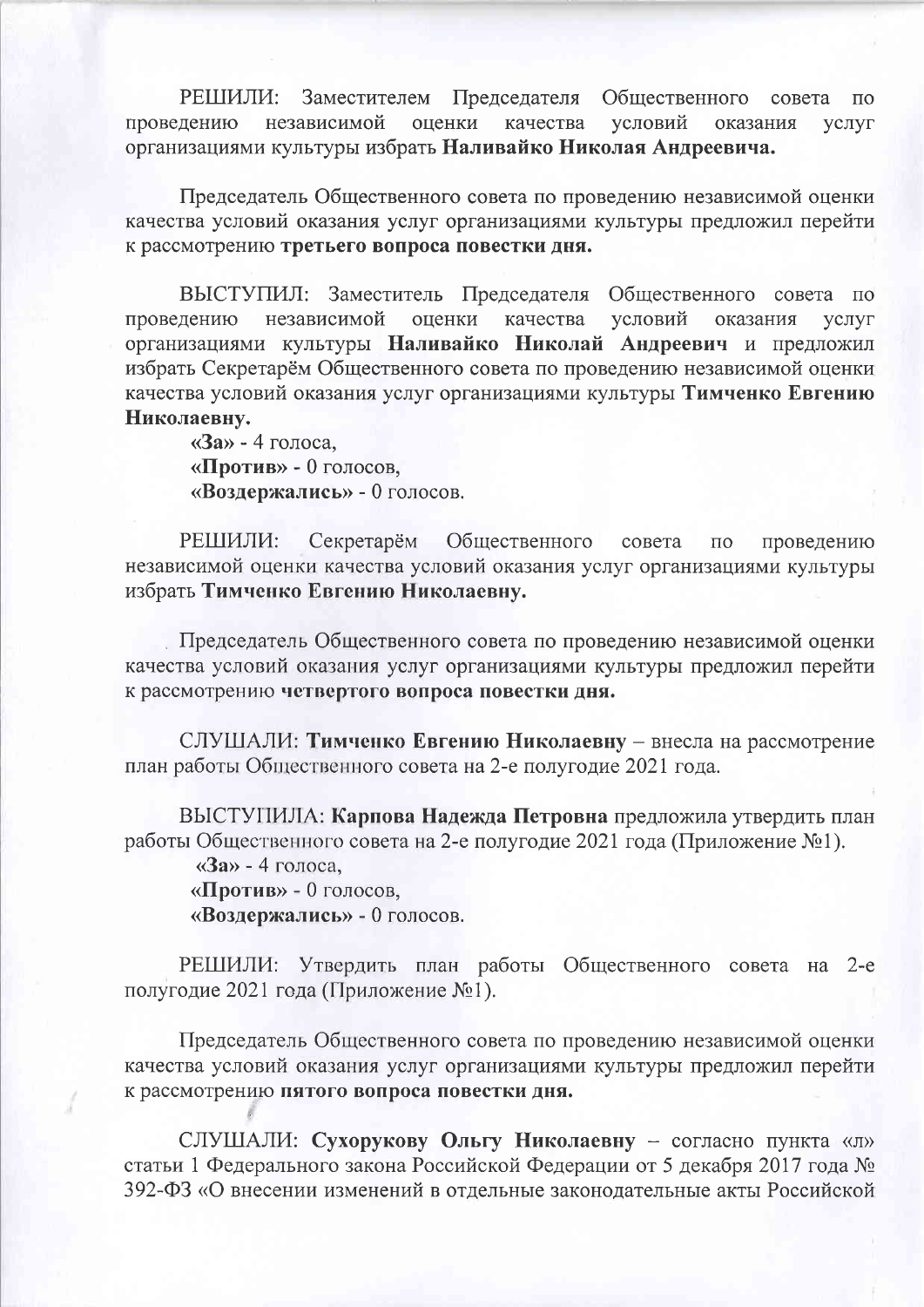РЕШИЛИ: Заместителем Председателя Общественного совета по проведению независимой оценки качества условий оказания услуг организациями культуры избрать **Наливайко Николая Андреевича.**

Председатель Общественного совета по проведению независимой оценки качества условий оказания услуг организациями культуры предложил перейти к рассмотрению **третьего вопроса повестки дня.**

ВЫСТУПИЛ: Заместитель Председателя Общественного совета по проведению независимой оценки качества условий оказания услуг организациями культуры **Наливайко Николай Андреевич** и предложил избрать Секретарём Общественного совета по проведению независимой оценки качества условий оказания услуг организациями культуры **Тимченко Евгению Николаевну.**

**«За»** - 4 голоса,
**«Против»** - 0 голосов,
**«Воздержались»** - 0 голосов.

РЕШИЛИ: Секретарём Общественного совета по проведению независимой оценки качества условий оказания услуг организациями культуры избрать **Тимченко Евгению Николаевну.**

Председатель Общественного совета по проведению независимой оценки качества условий оказания услуг организациями культуры предложил перейти к рассмотрению **четвертого вопроса повестки дня.**

СЛУШАЛИ: **Тимченко Евгению Николаевну** – внесла на рассмотрение план работы Общественного совета на 2-е полугодие 2021 года.

ВЫСТУПИЛА: **Карпова Надежда Петровна** предложила утвердить план работы Общественного совета на 2-е полугодие 2021 года (Приложение №1).

**«За»** - 4 голоса,
**«Против»** - 0 голосов,
**«Воздержались»** - 0 голосов.

РЕШИЛИ: Утвердить план работы Общественного совета на 2-е полугодие 2021 года (Приложение №1).

Председатель Общественного совета по проведению независимой оценки качества условий оказания услуг организациями культуры предложил перейти к рассмотрению **пятого вопроса повестки дня.**

СЛУШАЛИ: **Сухорукову Ольгу Николаевну** – согласно пункта «л» статьи 1 Федерального закона Российской Федерации от 5 декабря 2017 года № 392-ФЗ «О внесении изменений в отдельные законодательные акты Российской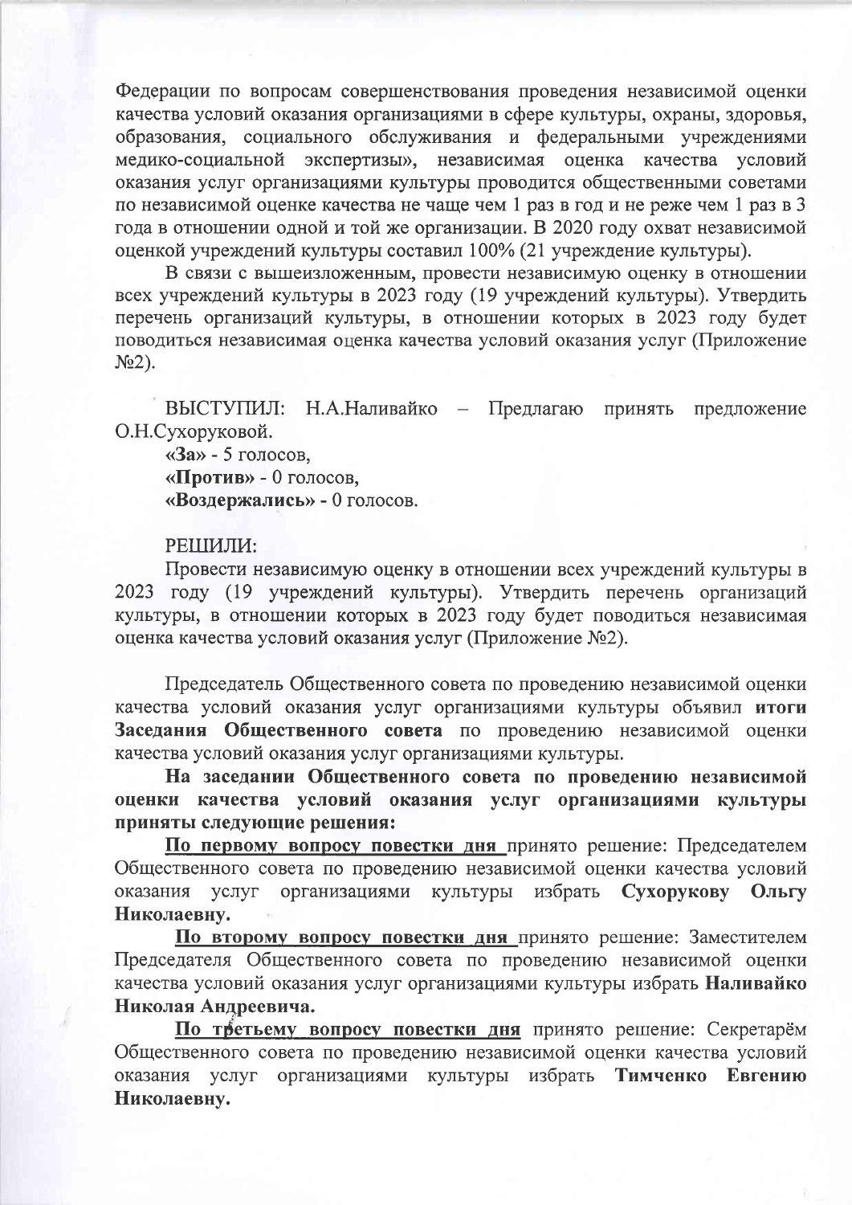Федерации по вопросам совершенствования проведения независимой оценки качества условий оказания организациями в сфере культуры, охраны, здоровья, образования, социального обслуживания и федеральными учреждениями медико-социальной экспертизы», независимая оценка качества условий оказания услуг организациями культуры проводится общественными советами по независимой оценке качества не чаще чем 1 раз в год и не реже чем 1 раз в 3 года в отношении одной и той же организации. В 2020 году охват независимой оценкой учреждений культуры составил 100% (21 учреждение культуры).

В связи с вышеизложенным, провести независимую оценку в отношении всех учреждений культуры в 2023 году (19 учреждений культуры). Утвердить перечень организаций культуры, в отношении которых в 2023 году будет поводиться независимая оценка качества условий оказания услуг (Приложение №2).

ВЫСТУПИЛ: Н.А.Наливайко – Предлагаю принять предложение О.Н.Сухоруковой.

**«За»** - 5 голосов,
**«Против»** - 0 голосов,
**«Воздержались»** - 0 голосов.

РЕШИЛИ:

Провести независимую оценку в отношении всех учреждений культуры в 2023 году (19 учреждений культуры). Утвердить перечень организаций культуры, в отношении которых в 2023 году будет поводиться независимая оценка качества условий оказания услуг (Приложение №2).

Председатель Общественного совета по проведению независимой оценки качества условий оказания услуг организациями культуры объявил **итоги Заседания Общественного совета** по проведению независимой оценки качества условий оказания услуг организациями культуры.

**На заседании Общественного совета по проведению независимой оценки качества условий оказания услуг организациями культуры приняты следующие решения:**

**По первому вопросу повестки дня** принято решение: Председателем Общественного совета по проведению независимой оценки качества условий оказания услуг организациями культуры избрать **Сухорукову Ольгу Николаевну.**

**По второму вопросу повестки дня** принято решение: Заместителем Председателя Общественного совета по проведению независимой оценки качества условий оказания услуг организациями культуры избрать **Наливайко Николая Андреевича.**

**По третьему вопросу повестки дня** принято решение: Секретарём Общественного совета по проведению независимой оценки качества условий оказания услуг организациями культуры избрать **Тимченко Евгению Николаевну.**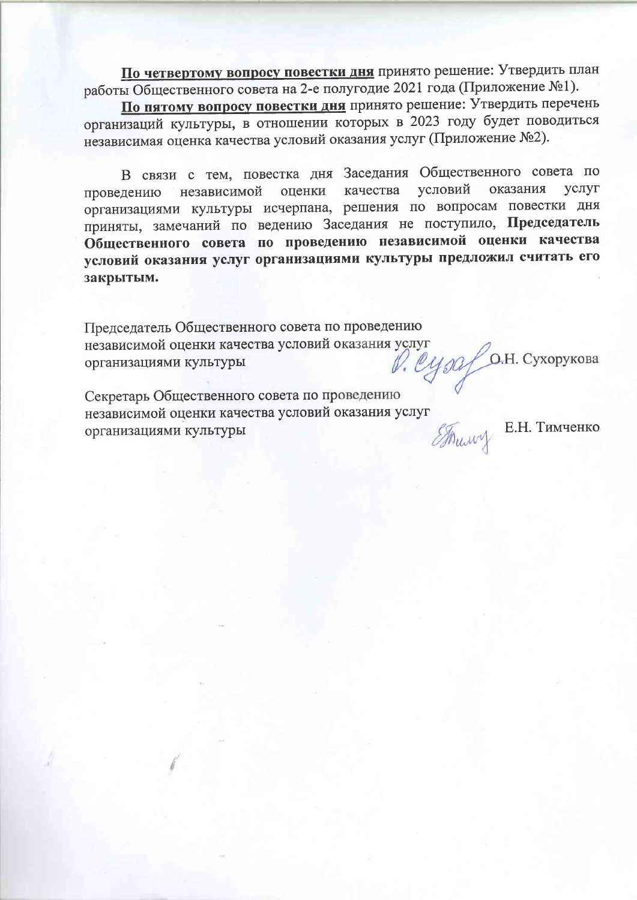**<u>По четвертому вопросу повестки дня</u>** принято решение: Утвердить план работы Общественного совета на 2-е полугодие 2021 года (Приложение №1).

**<u>По пятому вопросу повестки дня</u>** принято решение: Утвердить перечень организаций культуры, в отношении которых в 2023 году будет поводиться независимая оценка качества условий оказания услуг (Приложение №2).

В связи с тем, повестка дня Заседания Общественного совета по проведению независимой оценки качества условий оказания услуг организациями культуры исчерпана, решения по вопросам повестки дня приняты, замечаний по ведению Заседания не поступило, **Председатель Общественного совета по проведению независимой оценки качества условий оказания услуг организациями культуры предложил считать его закрытым.**

Председатель Общественного совета по проведению независимой оценки качества условий оказания услуг организациями культуры О.Н. Сухорукова

Секретарь Общественного совета по проведению независимой оценки качества условий оказания услуг организациями культуры Е.Н. Тимченко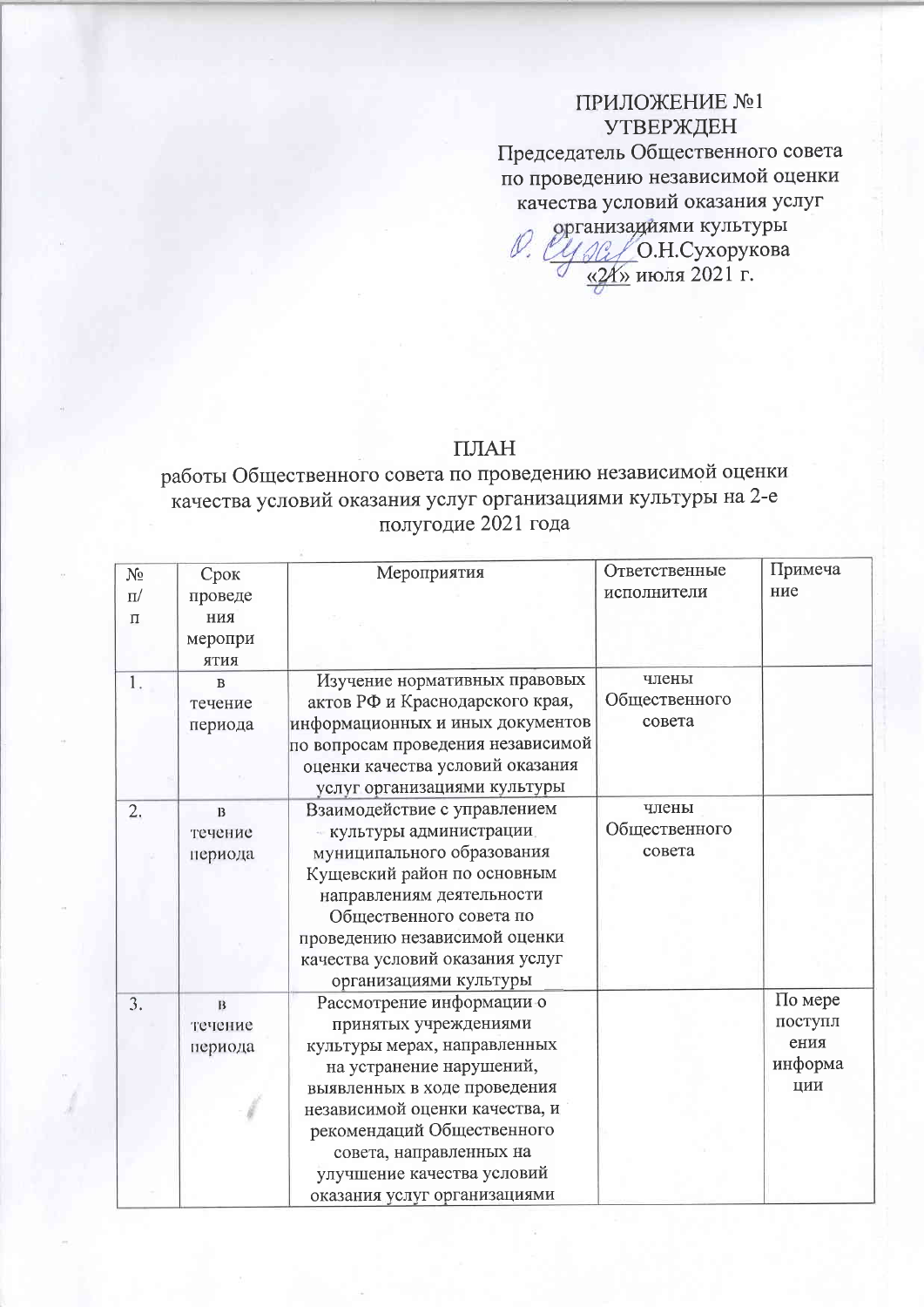ПРИЛОЖЕНИЕ №1
УТВЕРЖДЕН
Председатель Общественного совета по проведению независимой оценки качества условий оказания услуг организациями культуры
_______ О.Н.Сухорукова
«21» июля 2021 г.

# ПЛАН
## работы Общественного совета по проведению независимой оценки качества условий оказания услуг организациями культуры на 2-е полугодие 2021 года

| № п/п | Срок проведения мероприятия | Мероприятия | Ответственные исполнители | Примечание |
|---|---|---|---|---|
| 1. | в течение периода | Изучение нормативных правовых актов РФ и Краснодарского края, информационных и иных документов по вопросам проведения независимой оценки качества условий оказания услуг организациями культуры | члены Общественного совета | |
| 2. | в течение периода | Взаимодействие с управлением культуры администрации муниципального образования Кущевский район по основным направлениям деятельности Общественного совета по проведению независимой оценки качества условий оказания услуг организациями культуры | члены Общественного совета | |
| 3. | в течение периода | Рассмотрение информации о принятых учреждениями культуры мерах, направленных на устранение нарушений, выявленных в ходе проведения независимой оценки качества, и рекомендаций Общественного совета, направленных на улучшение качества условий оказания услуг организациями | | По мере поступления информации |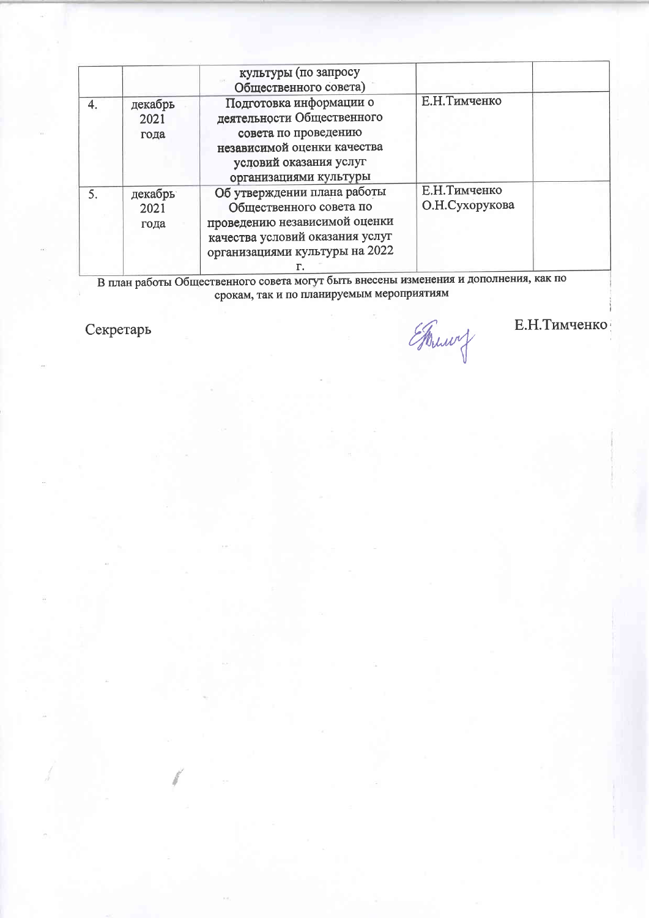| | | | | |
|---|---|---|---|---|
| | | культуры (по запросу Общественного совета) | | |
| 4. | декабрь 2021 года | Подготовка информации о деятельности Общественного совета по проведению независимой оценки качества условий оказания услуг организациями культуры | Е.Н.Тимченко | |
| 5. | декабрь 2021 года | Об утверждении плана работы Общественного совета по проведению независимой оценки качества условий оказания услуг организациями культуры на 2022 г. | Е.Н.Тимченко О.Н.Сухорукова | |

В план работы Общественного совета могут быть внесены изменения и дополнения, как по срокам, так и по планируемым мероприятиям

Секретарь Е.Н.Тимченко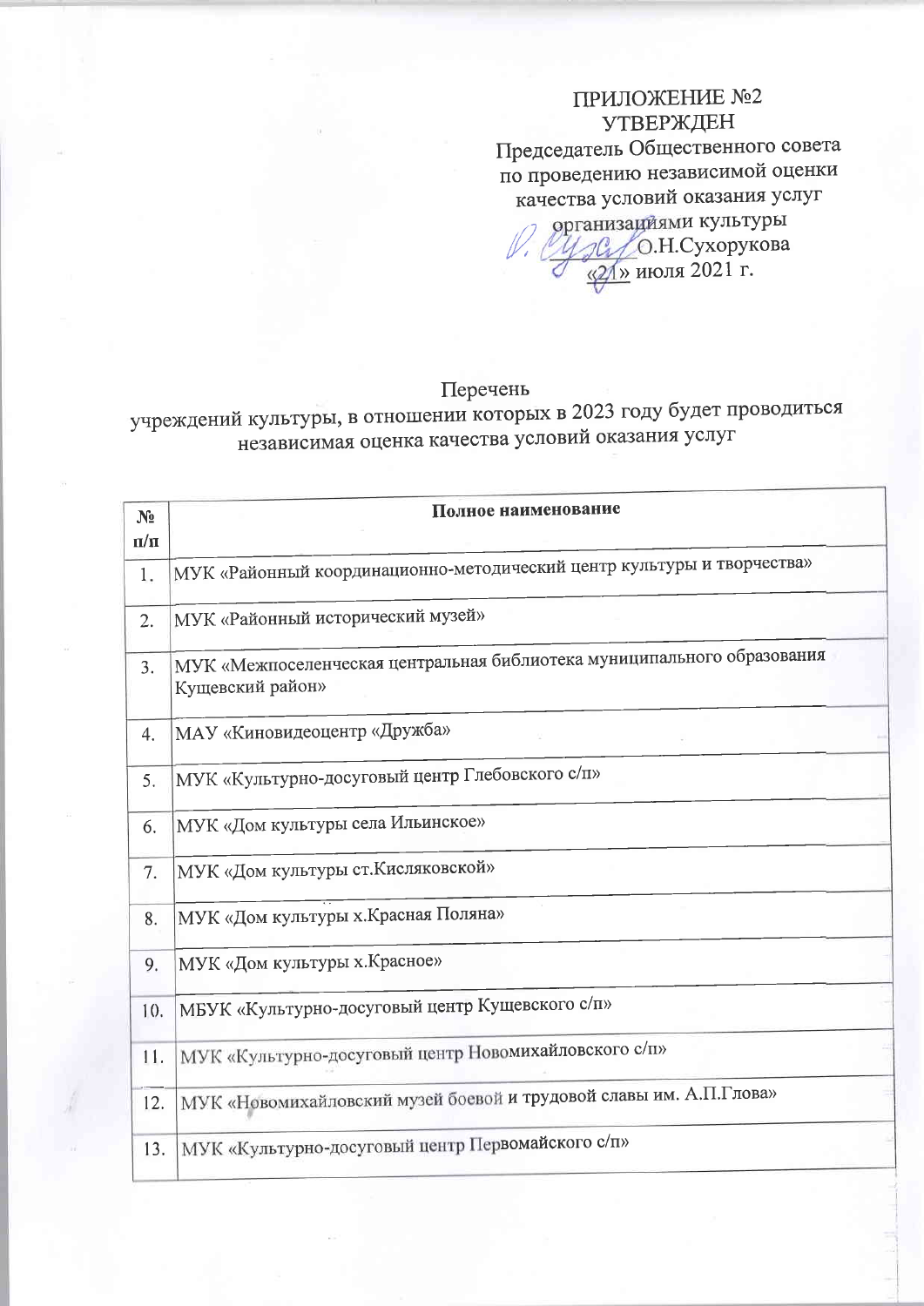ПРИЛОЖЕНИЕ №2
УТВЕРЖДЕН
Председатель Общественного совета
по проведению независимой оценки
качества условий оказания услуг
организациями культуры
_______ О.Н.Сухорукова
«21» июля 2021 г.

Перечень
учреждений культуры, в отношении которых в 2023 году будет проводиться независимая оценка качества условий оказания услуг

| № п/п | Полное наименование |
|---|---|
| 1. | МУК «Районный координационно-методический центр культуры и творчества» |
| 2. | МУК «Районный исторический музей» |
| 3. | МУК «Межпоселенческая центральная библиотека муниципального образования Кущевский район» |
| 4. | МАУ «Киновидеоцентр «Дружба» |
| 5. | МУК «Культурно-досуговый центр Глебовского с/п» |
| 6. | МУК «Дом культуры села Ильинское» |
| 7. | МУК «Дом культуры ст.Кисляковской» |
| 8. | МУК «Дом культуры х.Красная Поляна» |
| 9. | МУК «Дом культуры х.Красное» |
| 10. | МБУК «Культурно-досуговый центр Кущевского с/п» |
| 11. | МУК «Культурно-досуговый центр Новомихайловского с/п» |
| 12. | МУК «Новомихайловский музей боевой и трудовой славы им. А.П.Глова» |
| 13. | МУК «Культурно-досуговый центр Первомайского с/п» |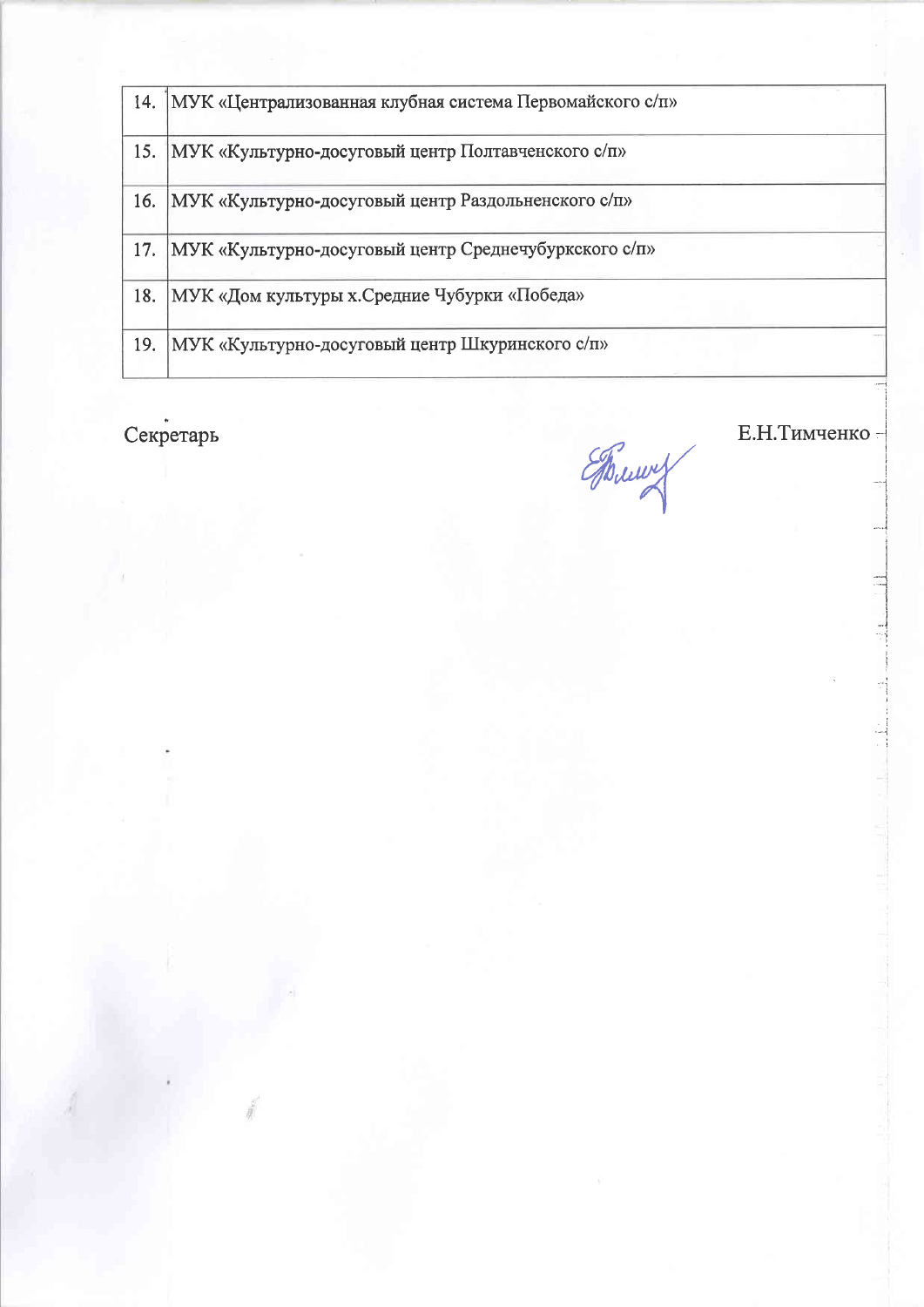| | |
|---|---|
| 14. | МУК «Централизованная клубная система Первомайского с/п» |
| 15. | МУК «Культурно-досуговый центр Полтавченского с/п» |
| 16. | МУК «Культурно-досуговый центр Раздольненского с/п» |
| 17. | МУК «Культурно-досуговый центр Среднечубуркского с/п» |
| 18. | МУК «Дом культуры х.Средние Чубурки «Победа» |
| 19. | МУК «Культурно-досуговый центр Шкуринского с/п» |

Секретарь Е.Н.Тимченко